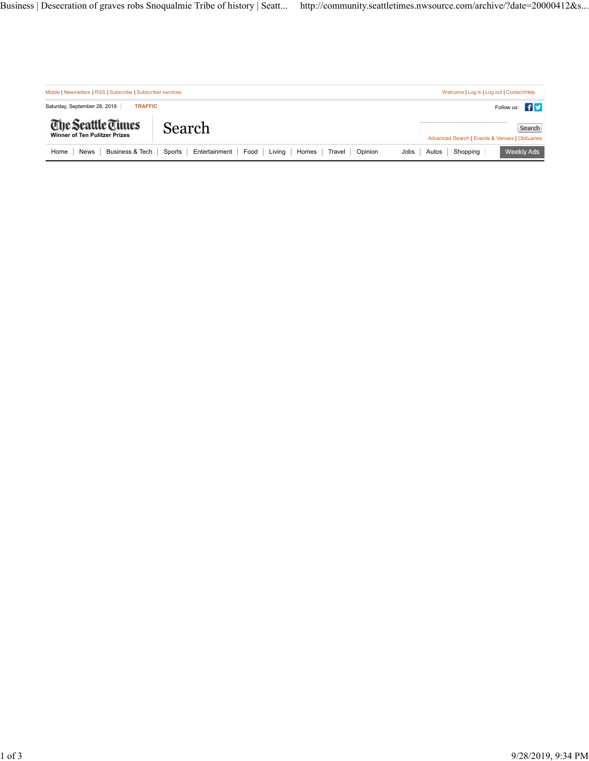Mobile | Newsletters | RSS | Subscribe | Subscriber services

Welcome | Log in | Log out | Contact/Help

Saturday, September 28, 2019 | TRAFFIC

Follow us:

**The Seattle Times**
Winner of Ten Pulitzer Prizes

# Search

Search

Advanced Search | Events & Venues | Obituaries

Home | News | Business & Tech | Sports | Entertainment | Food | Living | Homes | Travel | Opinion | Jobs | Autos | Shopping | Weekly Ads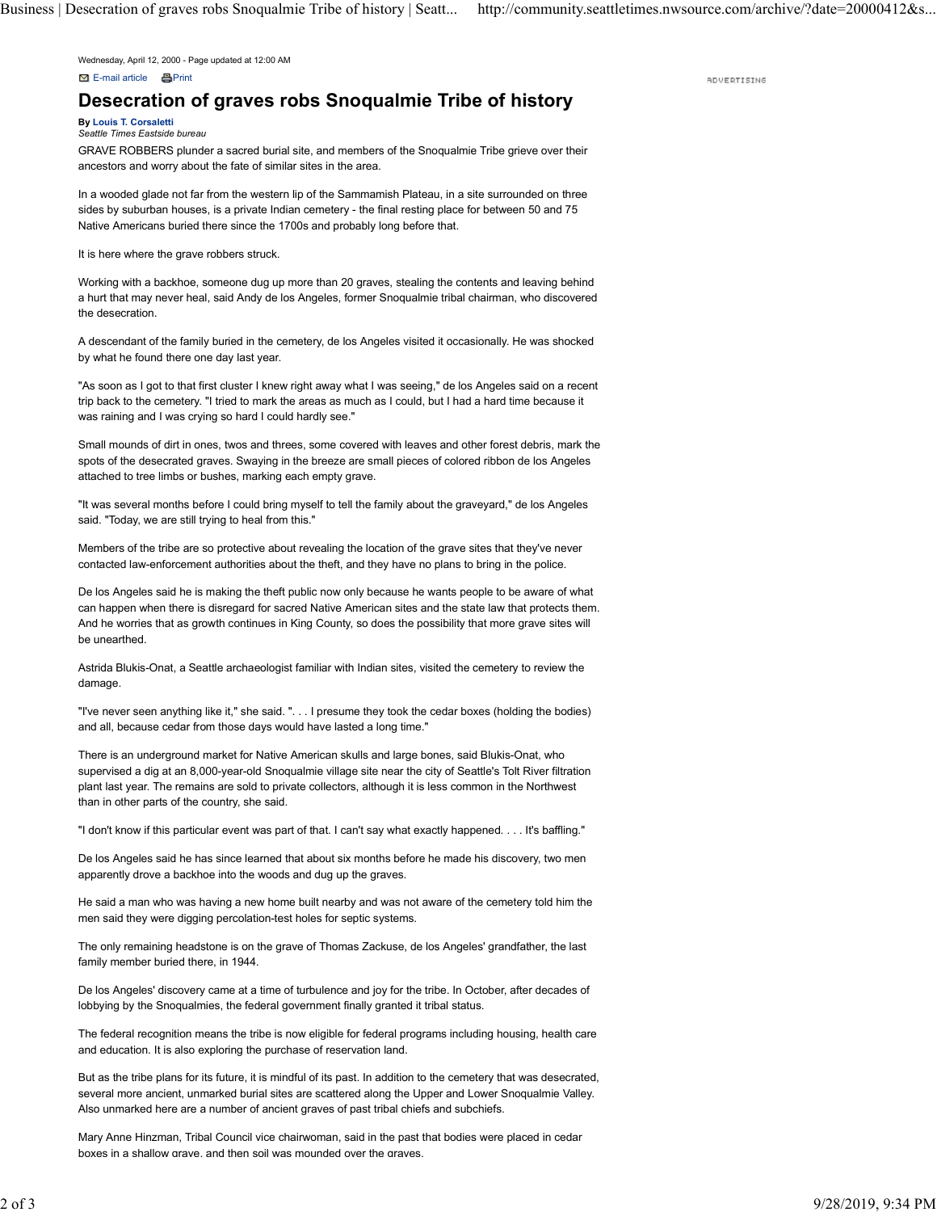Wednesday, April 12, 2000 - Page updated at 12:00 AM

E-mail article Print

ADVERTISING

# Desecration of graves robs Snoqualmie Tribe of history

**By Louis T. Corsaletti**
*Seattle Times Eastside bureau*

GRAVE ROBBERS plunder a sacred burial site, and members of the Snoqualmie Tribe grieve over their ancestors and worry about the fate of similar sites in the area.

In a wooded glade not far from the western lip of the Sammamish Plateau, in a site surrounded on three sides by suburban houses, is a private Indian cemetery - the final resting place for between 50 and 75 Native Americans buried there since the 1700s and probably long before that.

It is here where the grave robbers struck.

Working with a backhoe, someone dug up more than 20 graves, stealing the contents and leaving behind a hurt that may never heal, said Andy de los Angeles, former Snoqualmie tribal chairman, who discovered the desecration.

A descendant of the family buried in the cemetery, de los Angeles visited it occasionally. He was shocked by what he found there one day last year.

"As soon as I got to that first cluster I knew right away what I was seeing," de los Angeles said on a recent trip back to the cemetery. "I tried to mark the areas as much as I could, but I had a hard time because it was raining and I was crying so hard I could hardly see."

Small mounds of dirt in ones, twos and threes, some covered with leaves and other forest debris, mark the spots of the desecrated graves. Swaying in the breeze are small pieces of colored ribbon de los Angeles attached to tree limbs or bushes, marking each empty grave.

"It was several months before I could bring myself to tell the family about the graveyard," de los Angeles said. "Today, we are still trying to heal from this."

Members of the tribe are so protective about revealing the location of the grave sites that they've never contacted law-enforcement authorities about the theft, and they have no plans to bring in the police.

De los Angeles said he is making the theft public now only because he wants people to be aware of what can happen when there is disregard for sacred Native American sites and the state law that protects them. And he worries that as growth continues in King County, so does the possibility that more grave sites will be unearthed.

Astrida Blukis-Onat, a Seattle archaeologist familiar with Indian sites, visited the cemetery to review the damage.

"I've never seen anything like it," she said. ". . . I presume they took the cedar boxes (holding the bodies) and all, because cedar from those days would have lasted a long time."

There is an underground market for Native American skulls and large bones, said Blukis-Onat, who supervised a dig at an 8,000-year-old Snoqualmie village site near the city of Seattle's Tolt River filtration plant last year. The remains are sold to private collectors, although it is less common in the Northwest than in other parts of the country, she said.

"I don't know if this particular event was part of that. I can't say what exactly happened. . . . It's baffling."

De los Angeles said he has since learned that about six months before he made his discovery, two men apparently drove a backhoe into the woods and dug up the graves.

He said a man who was having a new home built nearby and was not aware of the cemetery told him the men said they were digging percolation-test holes for septic systems.

The only remaining headstone is on the grave of Thomas Zackuse, de los Angeles' grandfather, the last family member buried there, in 1944.

De los Angeles' discovery came at a time of turbulence and joy for the tribe. In October, after decades of lobbying by the Snoqualmies, the federal government finally granted it tribal status.

The federal recognition means the tribe is now eligible for federal programs including housing, health care and education. It is also exploring the purchase of reservation land.

But as the tribe plans for its future, it is mindful of its past. In addition to the cemetery that was desecrated, several more ancient, unmarked burial sites are scattered along the Upper and Lower Snoqualmie Valley. Also unmarked here are a number of ancient graves of past tribal chiefs and subchiefs.

Mary Anne Hinzman, Tribal Council vice chairwoman, said in the past that bodies were placed in cedar boxes in a shallow grave, and then soil was mounded over the graves.